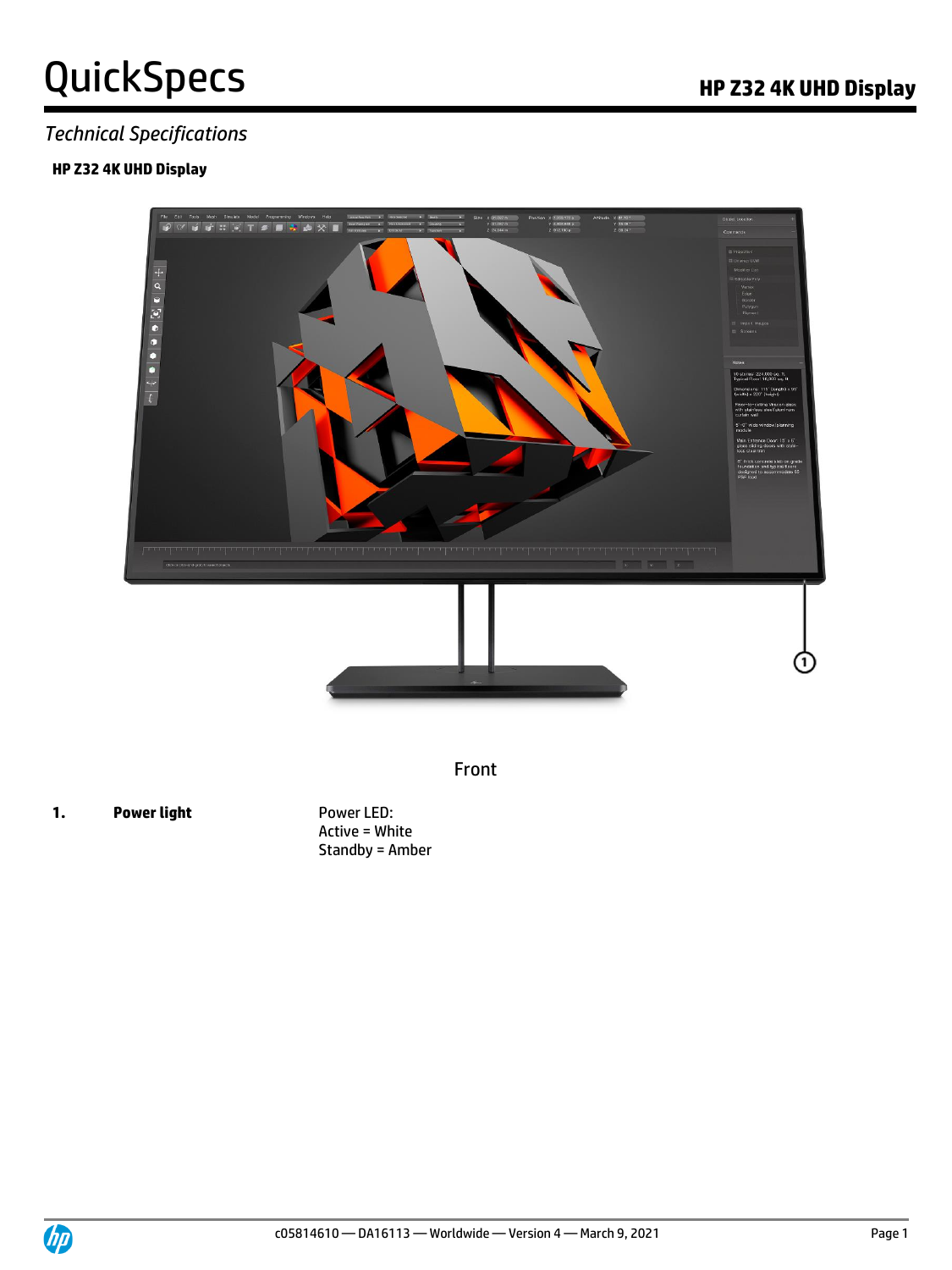# QuickSpecs

## HP Z32 4K UHD Display

*Technical Specifications*

### HP Z32 4K UHD Display

Front

| | | |
|---|---|---|
| **1.** | **Power light** | Power LED:<br>Active = White<br>Standby = Amber |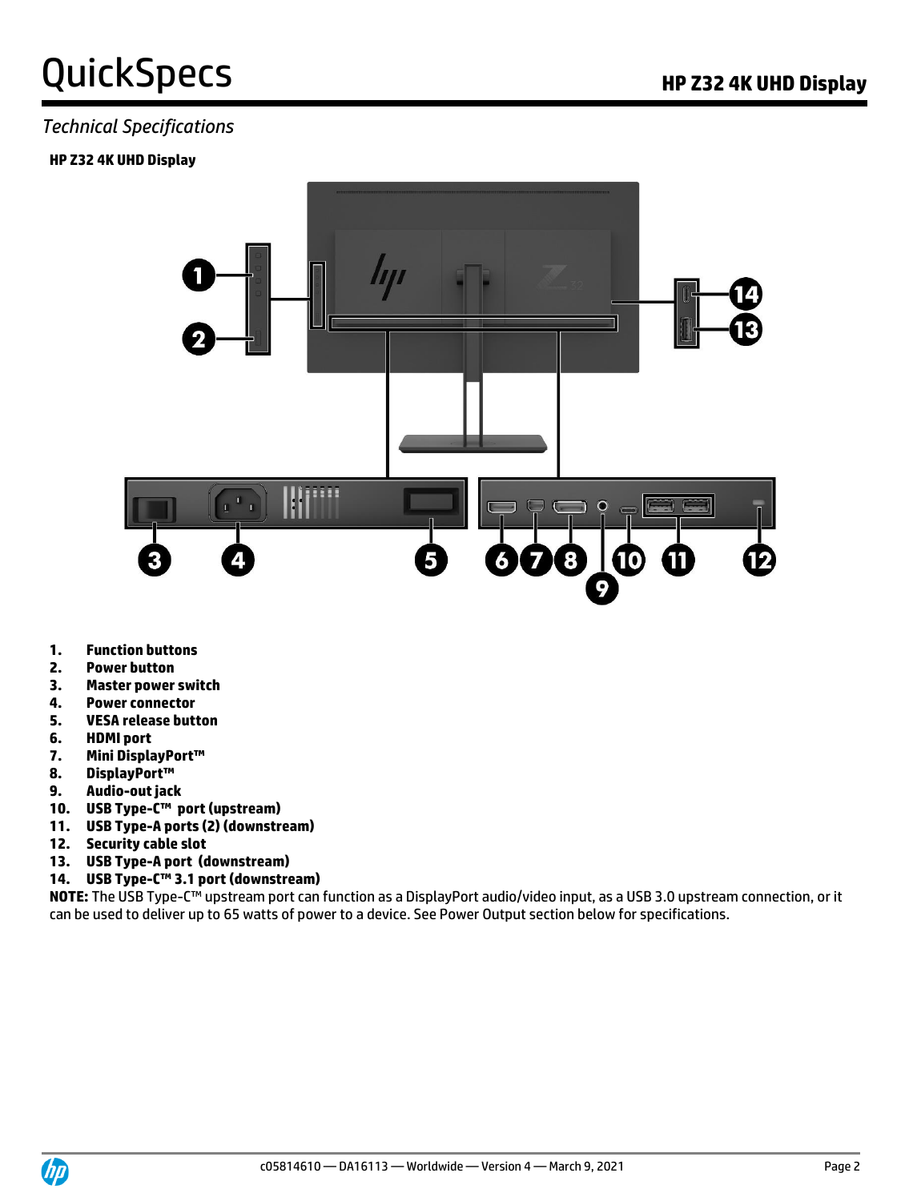*Technical Specifications*

**HP Z32 4K UHD Display**

1. **Function buttons**
2. **Power button**
3. **Master power switch**
4. **Power connector**
5. **VESA release button**
6. **HDMI port**
7. **Mini DisplayPort™**
8. **DisplayPort™**
9. **Audio-out jack**
10. **USB Type-C™ port (upstream)**
11. **USB Type-A ports (2) (downstream)**
12. **Security cable slot**
13. **USB Type-A port (downstream)**
14. **USB Type-C™ 3.1 port (downstream)**

**NOTE:** The USB Type-C™ upstream port can function as a DisplayPort audio/video input, as a USB 3.0 upstream connection, or it can be used to deliver up to 65 watts of power to a device. See Power Output section below for specifications.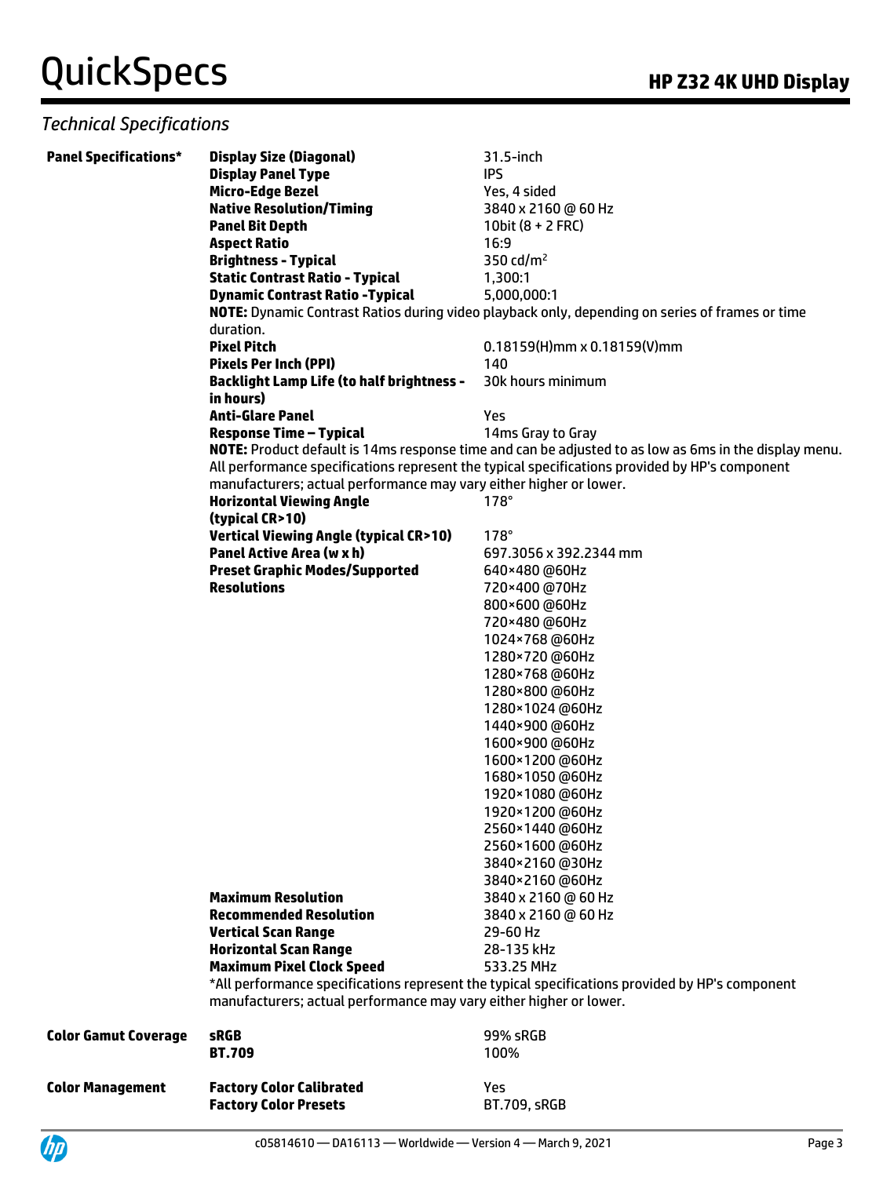## Technical Specifications

| | | |
|---|---|---|
| **Panel Specifications*** | **Display Size (Diagonal)** | 31.5-inch |
| | **Display Panel Type** | IPS |
| | **Micro-Edge Bezel** | Yes, 4 sided |
| | **Native Resolution/Timing** | 3840 x 2160 @ 60 Hz |
| | **Panel Bit Depth** | 10bit (8 + 2 FRC) |
| | **Aspect Ratio** | 16:9 |
| | **Brightness - Typical** | 350 cd/m$^2$ |
| | **Static Contrast Ratio - Typical** | 1,300:1 |
| | **Dynamic Contrast Ratio -Typical** | 5,000,000:1 |
| | **NOTE:** Dynamic Contrast Ratios during video playback only, depending on series of frames or time duration. | |
| | **Pixel Pitch** | 0.18159(H)mm x 0.18159(V)mm |
| | **Pixels Per Inch (PPI)** | 140 |
| | **Backlight Lamp Life (to half brightness - in hours)** | 30k hours minimum |
| | **Anti-Glare Panel** | Yes |
| | **Response Time – Typical** | 14ms Gray to Gray |
| | **NOTE:** Product default is 14ms response time and can be adjusted to as low as 6ms in the display menu. All performance specifications represent the typical specifications provided by HP's component manufacturers; actual performance may vary either higher or lower. | |
| | **Horizontal Viewing Angle (typical CR>10)** | 178° |
| | **Vertical Viewing Angle (typical CR>10)** | 178° |
| | **Panel Active Area (w x h)** | 697.3056 x 392.2344 mm |
| | **Preset Graphic Modes/Supported Resolutions** | 640×480 @60Hz<br>720×400 @70Hz<br>800×600 @60Hz<br>720×480 @60Hz<br>1024×768 @60Hz<br>1280×720 @60Hz<br>1280×768 @60Hz<br>1280×800 @60Hz<br>1280×1024 @60Hz<br>1440×900 @60Hz<br>1600×900 @60Hz<br>1600×1200 @60Hz<br>1680×1050 @60Hz<br>1920×1080 @60Hz<br>1920×1200 @60Hz<br>2560×1440 @60Hz<br>2560×1600 @60Hz<br>3840×2160 @30Hz<br>3840×2160 @60Hz |
| | **Maximum Resolution** | 3840 x 2160 @ 60 Hz |
| | **Recommended Resolution** | 3840 x 2160 @ 60 Hz |
| | **Vertical Scan Range** | 29-60 Hz |
| | **Horizontal Scan Range** | 28-135 kHz |
| | **Maximum Pixel Clock Speed** | 533.25 MHz |
| | *All performance specifications represent the typical specifications provided by HP's component manufacturers; actual performance may vary either higher or lower. | |
| **Color Gamut Coverage** | **sRGB** | 99% sRGB |
| | **BT.709** | 100% |
| **Color Management** | **Factory Color Calibrated** | Yes |
| | **Factory Color Presets** | BT.709, sRGB |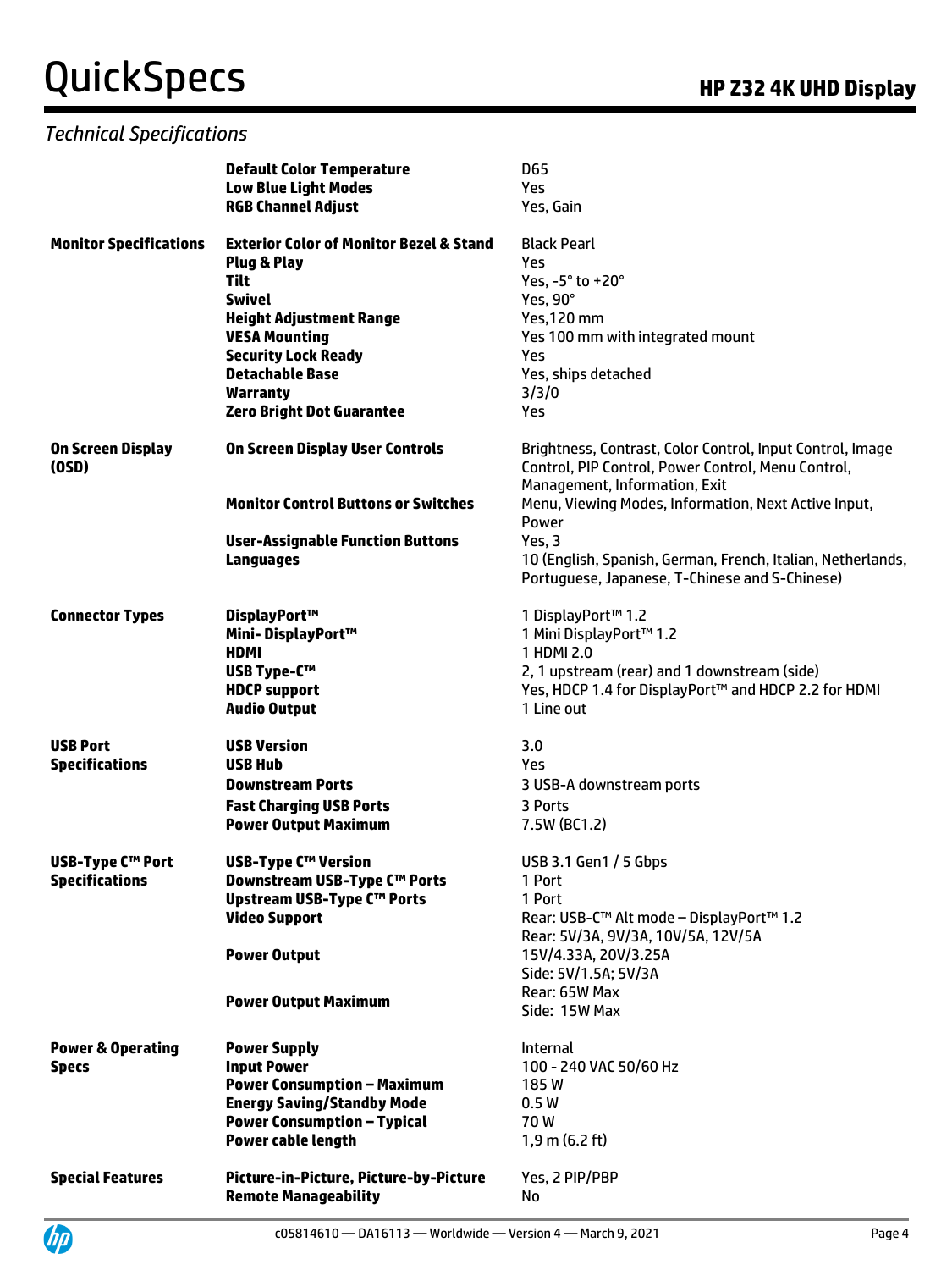## Technical Specifications

| | | |
|---|---|---|
| | **Default Color Temperature** | D65 |
| | **Low Blue Light Modes** | Yes |
| | **RGB Channel Adjust** | Yes, Gain |
| **Monitor Specifications** | **Exterior Color of Monitor Bezel & Stand** | Black Pearl |
| | **Plug & Play** | Yes |
| | **Tilt** | Yes, -5° to +20° |
| | **Swivel** | Yes, 90° |
| | **Height Adjustment Range** | Yes,120 mm |
| | **VESA Mounting** | Yes 100 mm with integrated mount |
| | **Security Lock Ready** | Yes |
| | **Detachable Base** | Yes, ships detached |
| | **Warranty** | 3/3/0 |
| | **Zero Bright Dot Guarantee** | Yes |
| **On Screen Display (OSD)** | **On Screen Display User Controls** | Brightness, Contrast, Color Control, Input Control, Image Control, PIP Control, Power Control, Menu Control, Management, Information, Exit |
| | **Monitor Control Buttons or Switches** | Menu, Viewing Modes, Information, Next Active Input, Power |
| | **User-Assignable Function Buttons** | Yes, 3 |
| | **Languages** | 10 (English, Spanish, German, French, Italian, Netherlands, Portuguese, Japanese, T-Chinese and S-Chinese) |
| **Connector Types** | **DisplayPort™** | 1 DisplayPort™ 1.2 |
| | **Mini- DisplayPort™** | 1 Mini DisplayPort™ 1.2 |
| | **HDMI** | 1 HDMI 2.0 |
| | **USB Type-C™** | 2, 1 upstream (rear) and 1 downstream (side) |
| | **HDCP support** | Yes, HDCP 1.4 for DisplayPort™ and HDCP 2.2 for HDMI |
| | **Audio Output** | 1 Line out |
| **USB Port Specifications** | **USB Version** | 3.0 |
| | **USB Hub** | Yes |
| | **Downstream Ports** | 3 USB-A downstream ports |
| | **Fast Charging USB Ports** | 3 Ports |
| | **Power Output Maximum** | 7.5W (BC1.2) |
| **USB-Type C™ Port Specifications** | **USB-Type C™ Version** | USB 3.1 Gen1 / 5 Gbps |
| | **Downstream USB-Type C™ Ports** | 1 Port |
| | **Upstream USB-Type C™ Ports** | 1 Port |
| | **Video Support** | Rear: USB-C™ Alt mode – DisplayPort™ 1.2 |
| | **Power Output** | Rear: 5V/3A, 9V/3A, 10V/5A, 12V/5A 15V/4.33A, 20V/3.25A Side: 5V/1.5A; 5V/3A |
| | **Power Output Maximum** | Rear: 65W Max Side: 15W Max |
| **Power & Operating Specs** | **Power Supply** | Internal |
| | **Input Power** | 100 - 240 VAC 50/60 Hz |
| | **Power Consumption – Maximum** | 185 W |
| | **Energy Saving/Standby Mode** | 0.5 W |
| | **Power Consumption – Typical** | 70 W |
| | **Power cable length** | 1,9 m (6.2 ft) |
| **Special Features** | **Picture-in-Picture, Picture-by-Picture** | Yes, 2 PIP/PBP |
| | **Remote Manageability** | No |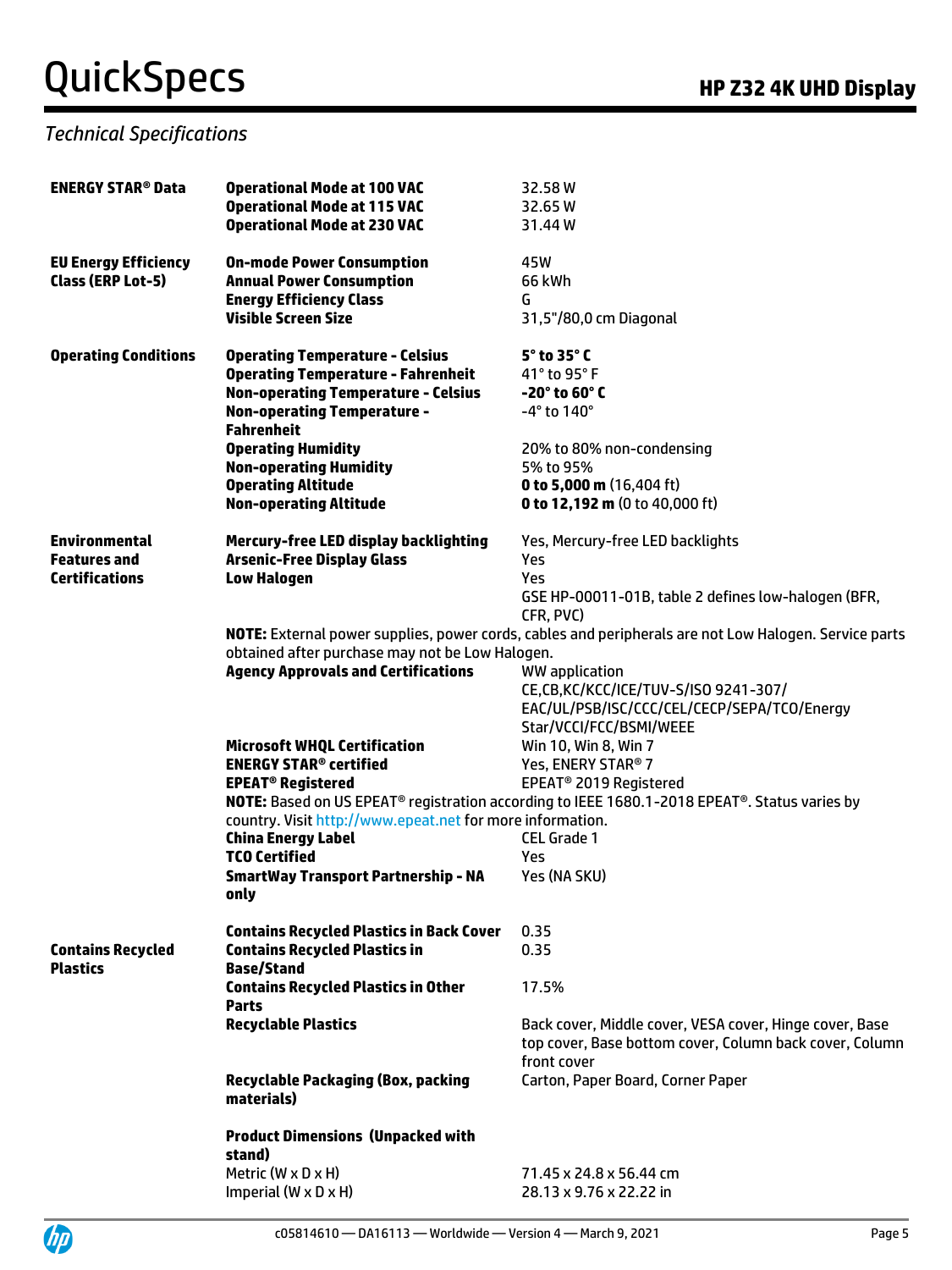*Technical Specifications*

| | | |
|---|---|---|
| **ENERGY STAR® Data** | **Operational Mode at 100 VAC** | 32.58 W |
| | **Operational Mode at 115 VAC** | 32.65 W |
| | **Operational Mode at 230 VAC** | 31.44 W |
| **EU Energy Efficiency Class (ERP Lot-5)** | **On-mode Power Consumption** | 45W |
| | **Annual Power Consumption** | 66 kWh |
| | **Energy Efficiency Class** | G |
| | **Visible Screen Size** | 31,5"/80,0 cm Diagonal |
| **Operating Conditions** | **Operating Temperature - Celsius** | **5° to 35° C** |
| | **Operating Temperature - Fahrenheit** | 41° to 95° F |
| | **Non-operating Temperature - Celsius** | **-20° to 60° C** |
| | **Non-operating Temperature - Fahrenheit** | -4° to 140° |
| | **Operating Humidity** | 20% to 80% non-condensing |
| | **Non-operating Humidity** | 5% to 95% |
| | **Operating Altitude** | **0 to 5,000 m** (16,404 ft) |
| | **Non-operating Altitude** | **0 to 12,192 m** (0 to 40,000 ft) |
| **Environmental Features and Certifications** | **Mercury-free LED display backlighting** | Yes, Mercury-free LED backlights |
| | **Arsenic-Free Display Glass** | Yes |
| | **Low Halogen** | Yes<br>GSE HP-00011-01B, table 2 defines low-halogen (BFR, CFR, PVC) |
| | **NOTE:** External power supplies, power cords, cables and peripherals are not Low Halogen. Service parts obtained after purchase may not be Low Halogen. | |
| | **Agency Approvals and Certifications** | WW application<br>CE,CB,KC/KCC/ICE/TUV-S/ISO 9241-307/ EAC/UL/PSB/ISC/CCC/CEL/CECP/SEPA/TCO/Energy Star/VCCI/FCC/BSMI/WEEE |
| | **Microsoft WHQL Certification** | Win 10, Win 8, Win 7 |
| | **ENERGY STAR® certified** | Yes, ENERY STAR® 7 |
| | **EPEAT® Registered** | EPEAT® 2019 Registered |
| | **NOTE:** Based on US EPEAT® registration according to IEEE 1680.1-2018 EPEAT®. Status varies by country. Visit http://www.epeat.net for more information. | |
| | **China Energy Label** | CEL Grade 1 |
| | **TCO Certified** | Yes |
| | **SmartWay Transport Partnership - NA only** | Yes (NA SKU) |
| **Contains Recycled Plastics** | **Contains Recycled Plastics in Back Cover** | 0.35 |
| | **Contains Recycled Plastics in Base/Stand** | 0.35 |
| | **Contains Recycled Plastics in Other Parts** | 17.5% |
| | **Recyclable Plastics** | Back cover, Middle cover, VESA cover, Hinge cover, Base top cover, Base bottom cover, Column back cover, Column front cover |
| | **Recyclable Packaging (Box, packing materials)** | Carton, Paper Board, Corner Paper |
| | **Product Dimensions (Unpacked with stand)** | |
| | Metric (W x D x H) | 71.45 x 24.8 x 56.44 cm |
| | Imperial (W x D x H) | 28.13 x 9.76 x 22.22 in |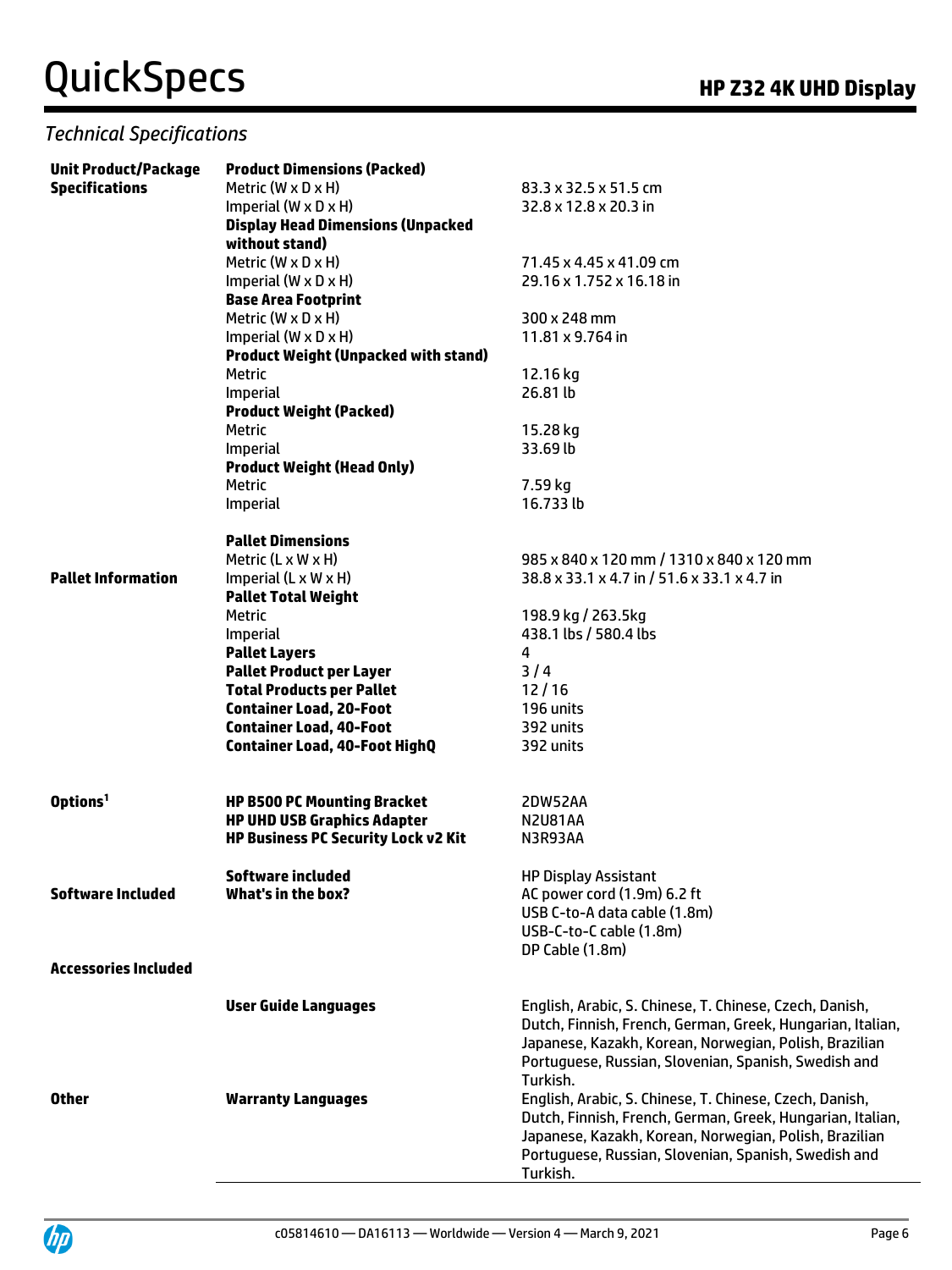## Technical Specifications

| | | |
|---|---|---|
| **Unit Product/Package Specifications** | **Product Dimensions (Packed)** | |
| | Metric (W x D x H) | 83.3 x 32.5 x 51.5 cm |
| | Imperial (W x D x H) | 32.8 x 12.8 x 20.3 in |
| | **Display Head Dimensions (Unpacked without stand)** | |
| | Metric (W x D x H) | 71.45 x 4.45 x 41.09 cm |
| | Imperial (W x D x H) | 29.16 x 1.752 x 16.18 in |
| | **Base Area Footprint** | |
| | Metric (W x D x H) | 300 x 248 mm |
| | Imperial (W x D x H) | 11.81 x 9.764 in |
| | **Product Weight (Unpacked with stand)** | |
| | Metric | 12.16 kg |
| | Imperial | 26.81 lb |
| | **Product Weight (Packed)** | |
| | Metric | 15.28 kg |
| | Imperial | 33.69 lb |
| | **Product Weight (Head Only)** | |
| | Metric | 7.59 kg |
| | Imperial | 16.733 lb |
| **Pallet Information** | **Pallet Dimensions** | |
| | Metric (L x W x H) | 985 x 840 x 120 mm / 1310 x 840 x 120 mm |
| | Imperial (L x W x H) | 38.8 x 33.1 x 4.7 in / 51.6 x 33.1 x 4.7 in |
| | **Pallet Total Weight** | |
| | Metric | 198.9 kg / 263.5kg |
| | Imperial | 438.1 lbs / 580.4 lbs |
| | **Pallet Layers** | 4 |
| | **Pallet Product per Layer** | 3 / 4 |
| | **Total Products per Pallet** | 12 / 16 |
| | **Container Load, 20-Foot** | 196 units |
| | **Container Load, 40-Foot** | 392 units |
| | **Container Load, 40-Foot HighQ** | 392 units |
| **Options[1]** | **HP B500 PC Mounting Bracket** | 2DW52AA |
| | **HP UHD USB Graphics Adapter** | N2U81AA |
| | **HP Business PC Security Lock v2 Kit** | N3R93AA |
| **Software Included** | **Software included** | HP Display Assistant |
| | **What's in the box?** | AC power cord (1.9m) 6.2 ft<br>USB C-to-A data cable (1.8m)<br>USB-C-to-C cable (1.8m)<br>DP Cable (1.8m) |
| **Accessories Included** | | |
| **Other** | **User Guide Languages** | English, Arabic, S. Chinese, T. Chinese, Czech, Danish, Dutch, Finnish, French, German, Greek, Hungarian, Italian, Japanese, Kazakh, Korean, Norwegian, Polish, Brazilian Portuguese, Russian, Slovenian, Spanish, Swedish and Turkish. |
| | **Warranty Languages** | English, Arabic, S. Chinese, T. Chinese, Czech, Danish, Dutch, Finnish, French, German, Greek, Hungarian, Italian, Japanese, Kazakh, Korean, Norwegian, Polish, Brazilian Portuguese, Russian, Slovenian, Spanish, Swedish and Turkish. |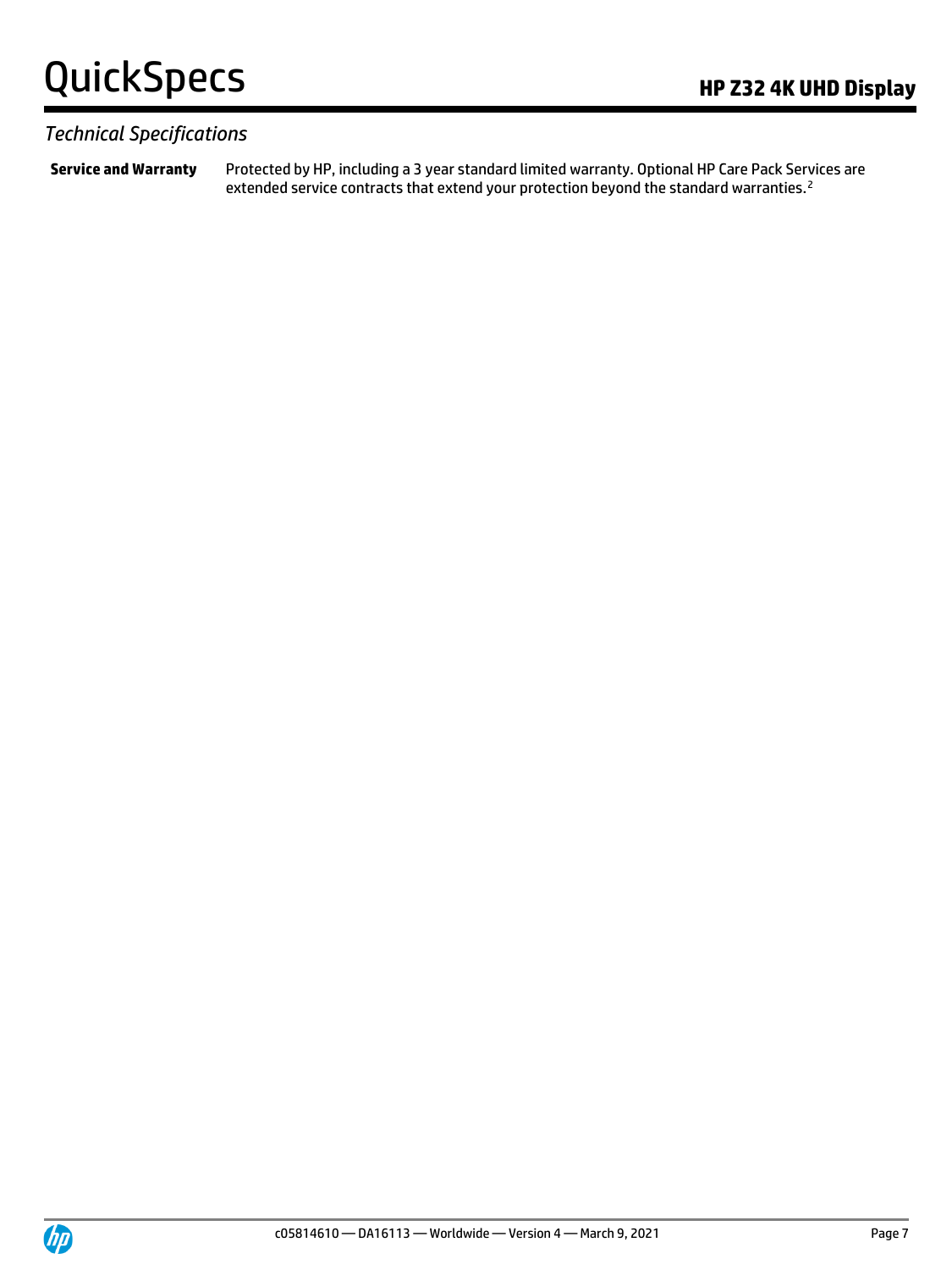*Technical Specifications*

| | |
|---|---|
| **Service and Warranty** | Protected by HP, including a 3 year standard limited warranty. Optional HP Care Pack Services are extended service contracts that extend your protection beyond the standard warranties.[2] |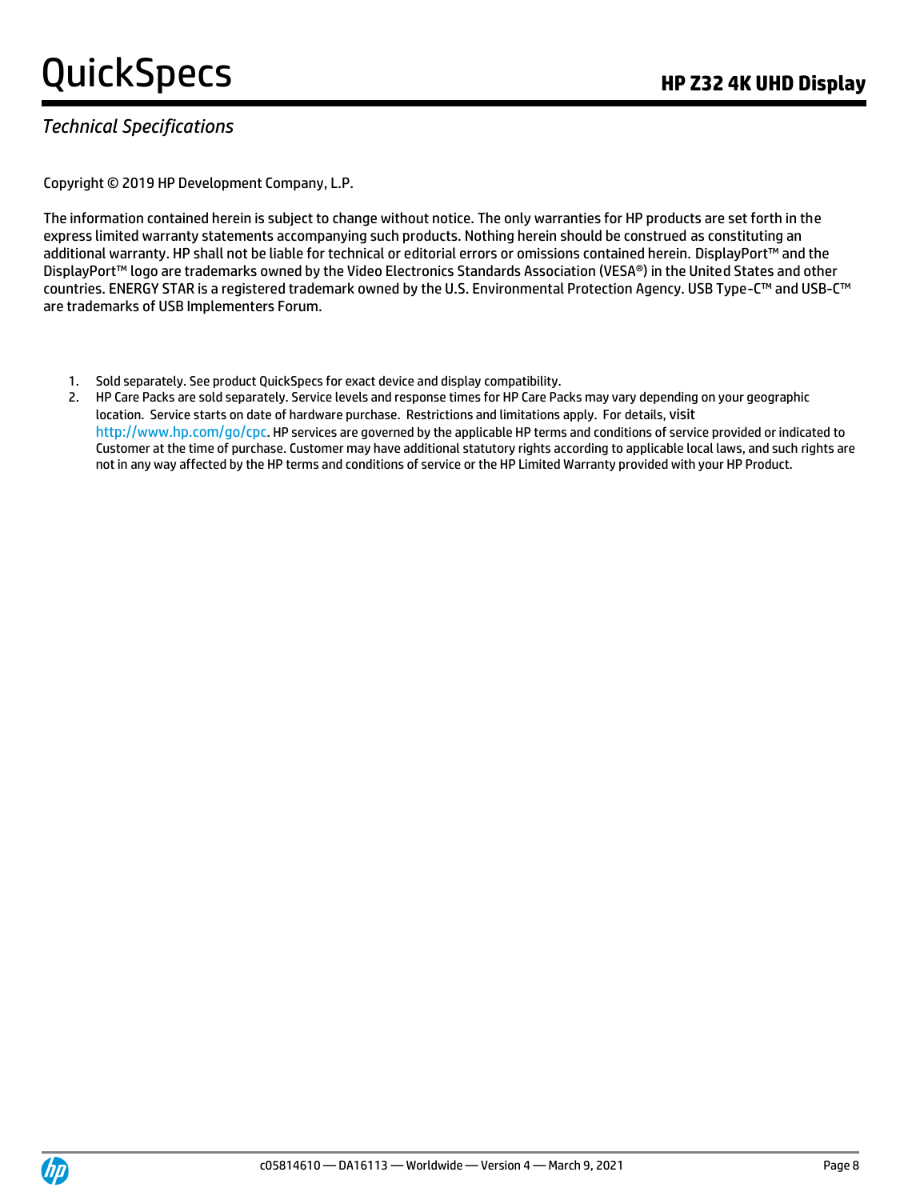*Technical Specifications*

Copyright © 2019 HP Development Company, L.P.

The information contained herein is subject to change without notice. The only warranties for HP products are set forth in the express limited warranty statements accompanying such products. Nothing herein should be construed as constituting an additional warranty. HP shall not be liable for technical or editorial errors or omissions contained herein. DisplayPort™ and the DisplayPort™ logo are trademarks owned by the Video Electronics Standards Association (VESA®) in the United States and other countries. ENERGY STAR is a registered trademark owned by the U.S. Environmental Protection Agency. USB Type-C™ and USB-C™ are trademarks of USB Implementers Forum.

1. Sold separately. See product QuickSpecs for exact device and display compatibility.
2. HP Care Packs are sold separately. Service levels and response times for HP Care Packs may vary depending on your geographic location. Service starts on date of hardware purchase. Restrictions and limitations apply. For details, visit http://www.hp.com/go/cpc. HP services are governed by the applicable HP terms and conditions of service provided or indicated to Customer at the time of purchase. Customer may have additional statutory rights according to applicable local laws, and such rights are not in any way affected by the HP terms and conditions of service or the HP Limited Warranty provided with your HP Product.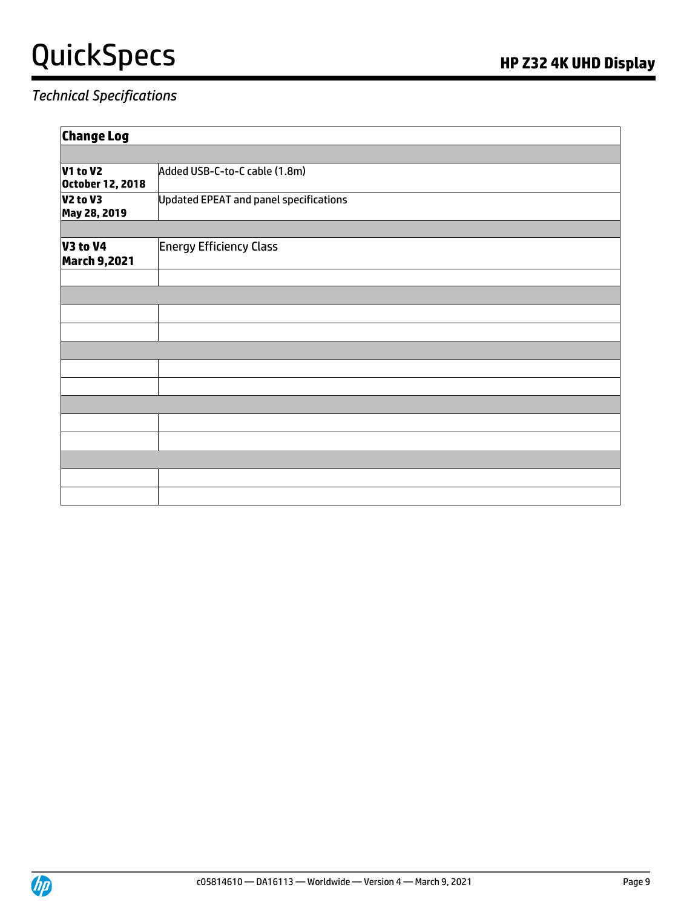*Technical Specifications*

| **Change Log** | |
|---|---|
| | |
| **V1 to V2**<br>**October 12, 2018** | Added USB-C-to-C cable (1.8m) |
| **V2 to V3**<br>**May 28, 2019** | Updated EPEAT and panel specifications |
| | |
| **V3 to V4**<br>**March 9,2021** | Energy Efficiency Class |
| | |
| | |
| | |
| | |
| | |
| | |
| | |
| | |
| | |
| | |
| | |
| | |
| | |